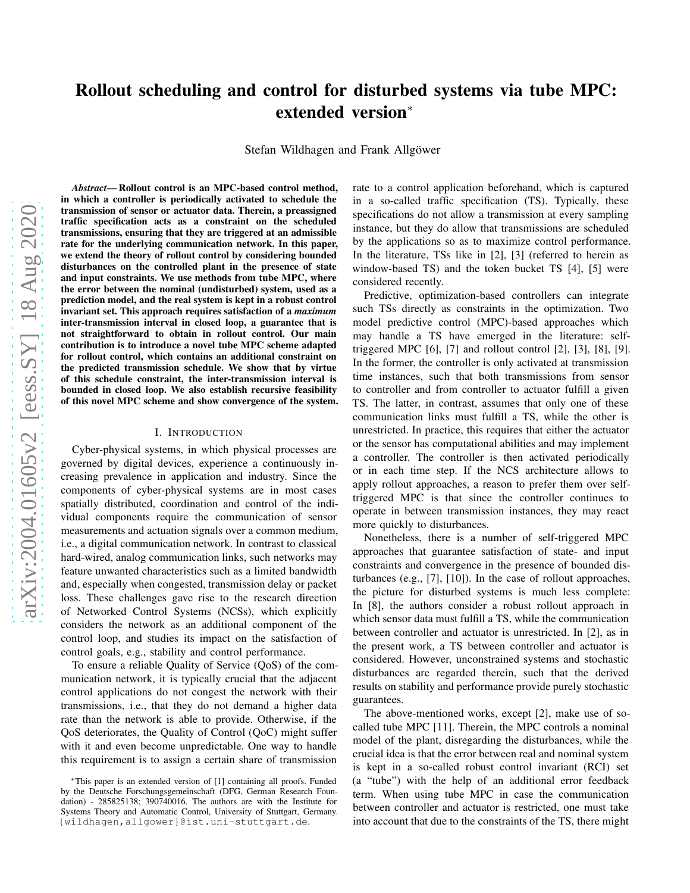# Rollout scheduling and control for disturbed systems via tube MPC: extended version*

Stefan Wildhagen and Frank Allgöwer

***Abstract*— Rollout control is an MPC-based control method, in which a controller is periodically activated to schedule the transmission of sensor or actuator data. Therein, a preassigned traffic specification acts as a constraint on the scheduled transmissions, ensuring that they are triggered at an admissible rate for the underlying communication network. In this paper, we extend the theory of rollout control by considering bounded disturbances on the controlled plant in the presence of state and input constraints. We use methods from tube MPC, where the error between the nominal (undisturbed) system, used as a prediction model, and the real system is kept in a robust control invariant set. This approach requires satisfaction of a *maximum* inter-transmission interval in closed loop, a guarantee that is not straightforward to obtain in rollout control. Our main contribution is to introduce a novel tube MPC scheme adapted for rollout control, which contains an additional constraint on the predicted transmission schedule. We show that by virtue of this schedule constraint, the inter-transmission interval is bounded in closed loop. We also establish recursive feasibility of this novel MPC scheme and show convergence of the system.**

## I. Introduction

Cyber-physical systems, in which physical processes are governed by digital devices, experience a continuously increasing prevalence in application and industry. Since the components of cyber-physical systems are in most cases spatially distributed, coordination and control of the individual components require the communication of sensor measurements and actuation signals over a common medium, i.e., a digital communication network. In contrast to classical hard-wired, analog communication links, such networks may feature unwanted characteristics such as a limited bandwidth and, especially when congested, transmission delay or packet loss. These challenges gave rise to the research direction of Networked Control Systems (NCSs), which explicitly considers the network as an additional component of the control loop, and studies its impact on the satisfaction of control goals, e.g., stability and control performance.

To ensure a reliable Quality of Service (QoS) of the communication network, it is typically crucial that the adjacent control applications do not congest the network with their transmissions, i.e., that they do not demand a higher data rate than the network is able to provide. Otherwise, if the QoS deteriorates, the Quality of Control (QoC) might suffer with it and even become unpredictable. One way to handle this requirement is to assign a certain share of transmission rate to a control application beforehand, which is captured in a so-called traffic specification (TS). Typically, these specifications do not allow a transmission at every sampling instance, but they do allow that transmissions are scheduled by the applications so as to maximize control performance. In the literature, TSs like in [2], [3] (referred to herein as window-based TS) and the token bucket TS [4], [5] were considered recently.

Predictive, optimization-based controllers can integrate such TSs directly as constraints in the optimization. Two model predictive control (MPC)-based approaches which may handle a TS have emerged in the literature: self-triggered MPC [6], [7] and rollout control [2], [3], [8], [9]. In the former, the controller is only activated at transmission time instances, such that both transmissions from sensor to controller and from controller to actuator fulfill a given TS. The latter, in contrast, assumes that only one of these communication links must fulfill a TS, while the other is unrestricted. In practice, this requires that either the actuator or the sensor has computational abilities and may implement a controller. The controller is then activated periodically or in each time step. If the NCS architecture allows to apply rollout approaches, a reason to prefer them over self-triggered MPC is that since the controller continues to operate in between transmission instances, they may react more quickly to disturbances.

Nonetheless, there is a number of self-triggered MPC approaches that guarantee satisfaction of state- and input constraints and convergence in the presence of bounded disturbances (e.g., [7], [10]). In the case of rollout approaches, the picture for disturbed systems is much less complete: In [8], the authors consider a robust rollout approach in which sensor data must fulfill a TS, while the communication between controller and actuator is unrestricted. In [2], as in the present work, a TS between controller and actuator is considered. However, unconstrained systems and stochastic disturbances are regarded therein, such that the derived results on stability and performance provide purely stochastic guarantees.

The above-mentioned works, except [2], make use of so-called tube MPC [11]. Therein, the MPC controls a nominal model of the plant, disregarding the disturbances, while the crucial idea is that the error between real and nominal system is kept in a so-called robust control invariant (RCI) set (a "tube") with the help of an additional error feedback term. When using tube MPC in case the communication between controller and actuator is restricted, one must take into account that due to the constraints of the TS, there might

*This paper is an extended version of [1] containing all proofs. Funded by the Deutsche Forschungsgemeinschaft (DFG, German Research Foundation) - 285825138; 390740016. The authors are with the Institute for Systems Theory and Automatic Control, University of Stuttgart, Germany. {wildhagen,allgower}@ist.uni-stuttgart.de.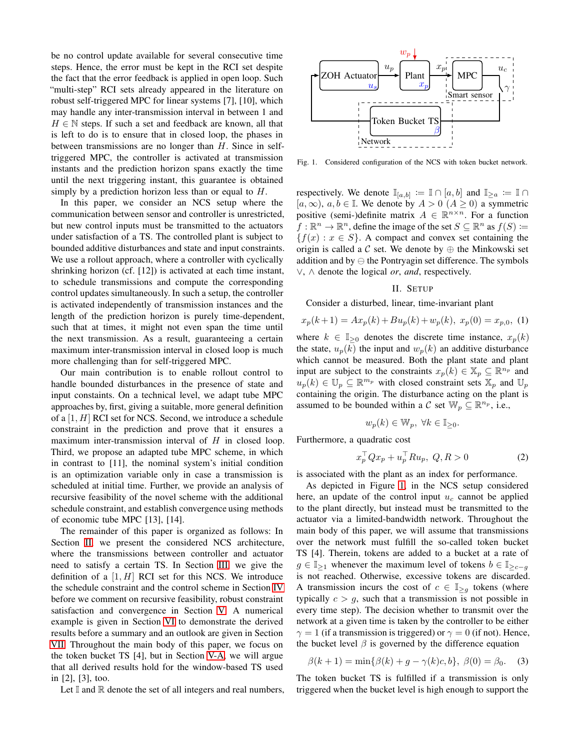be no control update available for several consecutive time steps. Hence, the error must be kept in the RCI set despite the fact that the error feedback is applied in open loop. Such "multi-step" RCI sets already appeared in the literature on robust self-triggered MPC for linear systems [7], [10], which may handle any inter-transmission interval in between 1 and $H \in \mathbb{N}$ steps. If such a set and feedback are known, all that is left to do is to ensure that in closed loop, the phases in between transmissions are no longer than $H$. Since in self-triggered MPC, the controller is activated at transmission instants and the prediction horizon spans exactly the time until the next triggering instant, this guarantee is obtained simply by a prediction horizon less than or equal to $H$.

In this paper, we consider an NCS setup where the communication between sensor and controller is unrestricted, but new control inputs must be transmitted to the actuators under satisfaction of a TS. The controlled plant is subject to bounded additive disturbances and state and input constraints. We use a rollout approach, where a controller with cyclically shrinking horizon (cf. [12]) is activated at each time instant, to schedule transmissions and compute the corresponding control updates simultaneously. In such a setup, the controller is activated independently of transmission instances and the length of the prediction horizon is purely time-dependent, such that at times, it might not even span the time until the next transmission. As a result, guaranteeing a certain maximum inter-transmission interval in closed loop is much more challenging than for self-triggered MPC.

Our main contribution is to enable rollout control to handle bounded disturbances in the presence of state and input constaints. On a technical level, we adapt tube MPC approaches by, first, giving a suitable, more general definition of a $[1, H]$ RCI set for NCS. Second, we introduce a schedule constraint in the prediction and prove that it ensures a maximum inter-transmission interval of $H$ in closed loop. Third, we propose an adapted tube MPC scheme, in which in contrast to [11], the nominal system's initial condition is an optimization variable only in case a transmission is scheduled at initial time. Further, we provide an analysis of recursive feasibility of the novel scheme with the additional schedule constraint, and establish convergence using methods of economic tube MPC [13], [14].

The remainder of this paper is organized as follows: In Section II, we present the considered NCS architecture, where the transmissions between controller and actuator need to satisfy a certain TS. In Section III, we give the definition of a $[1, H]$ RCI set for this NCS. We introduce the schedule constraint and the control scheme in Section IV before we comment on recursive feasibility, robust constraint satisfaction and convergence in Section V. A numerical example is given in Section VI to demonstrate the derived results before a summary and an outlook are given in Section VII. Throughout the main body of this paper, we focus on the token bucket TS [4], but in Section V-A, we will argue that all derived results hold for the window-based TS used in [2], [3], too.

Let $\mathbb{I}$ and $\mathbb{R}$ denote the set of all integers and real numbers, respectively. We denote $\mathbb{I}_{[a,b]} := \mathbb{I} \cap [a, b]$ and $\mathbb{I}_{\geq a} := \mathbb{I} \cap [a, \infty)$, $a, b \in \mathbb{I}$. We denote by $A > 0$ ($A \geq 0$) a symmetric positive (semi-)definite matrix $A \in \mathbb{R}^{n \times n}$. For a function $f : \mathbb{R}^n \to \mathbb{R}^n$, define the image of the set $S \subseteq \mathbb{R}^n$ as $f(S) := \{f(x) : x \in S\}$. A compact and convex set containing the origin is called a $\mathcal{C}$ set. We denote by $\oplus$ the Minkowski set addition and by $\ominus$ the Pontryagin set difference. The symbols $\vee$, $\wedge$ denote the logical *or*, *and*, respectively.

Fig. 1. Considered configuration of the NCS with token bucket network.

## II. Setup

Consider a disturbed, linear, time-invariant plant

$$x_p(k+1) = Ax_p(k) + Bu_p(k) + w_p(k), \; x_p(0) = x_{p,0}, \quad (1)$$

where $k \in \mathbb{I}_{\geq 0}$ denotes the discrete time instance, $x_p(k)$ the state, $u_p(k)$ the input and $w_p(k)$ an additive disturbance which cannot be measured. Both the plant state and plant input are subject to the constraints $x_p(k) \in \mathbb{X}_p \subseteq \mathbb{R}^{n_p}$ and $u_p(k) \in \mathbb{U}_p \subseteq \mathbb{R}^{m_p}$ with closed constraint sets $\mathbb{X}_p$ and $\mathbb{U}_p$ containing the origin. The disturbance acting on the plant is assumed to be bounded within a $\mathcal{C}$ set $\mathbb{W}_p \subseteq \mathbb{R}^{n_p}$, i.e.,

$$w_p(k) \in \mathbb{W}_p, \; \forall k \in \mathbb{I}_{\geq 0}.$$

Furthermore, a quadratic cost

$$x_p^\top Q x_p + u_p^\top R u_p, \; Q, R > 0 \quad (2)$$

is associated with the plant as an index for performance.

As depicted in Figure 1, in the NCS setup considered here, an update of the control input $u_c$ cannot be applied to the plant directly, but instead must be transmitted to the actuator via a limited-bandwidth network. Throughout the main body of this paper, we will assume that transmissions over the network must fulfill the so-called token bucket TS [4]. Therein, tokens are added to a bucket at a rate of $g \in \mathbb{I}_{\geq 1}$ whenever the maximum level of tokens $b \in \mathbb{I}_{\geq c-g}$ is not reached. Otherwise, excessive tokens are discarded. A transmission incurs the cost of $c \in \mathbb{I}_{\geq g}$ tokens (where typically $c > g$, such that a transmission is not possible in every time step). The decision whether to transmit over the network at a given time is taken by the controller to be either $\gamma = 1$ (if a transmission is triggered) or $\gamma = 0$ (if not). Hence, the bucket level $\beta$ is governed by the difference equation

$$\beta(k+1) = \min\{\beta(k) + g - \gamma(k)c, b\}, \; \beta(0) = \beta_0. \quad (3)$$

The token bucket TS is fulfilled if a transmission is only triggered when the bucket level is high enough to support the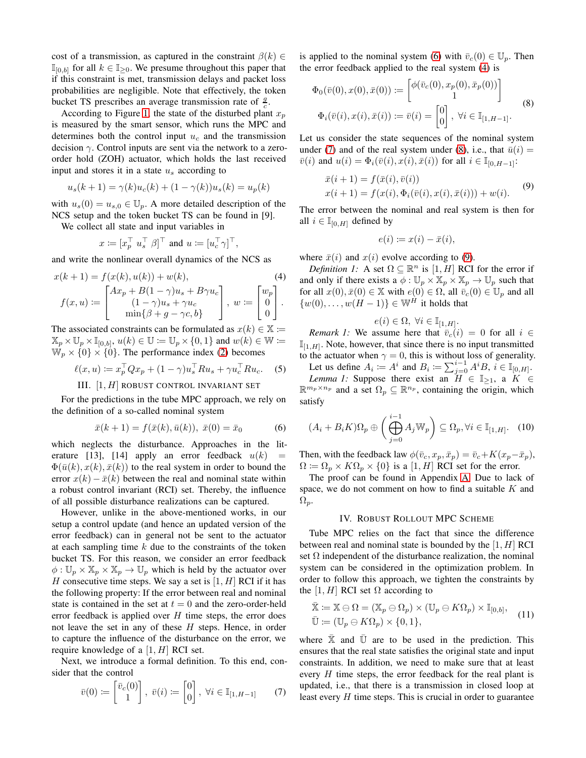cost of a transmission, as captured in the constraint $\beta(k) \in \mathbb{I}_{[0,b]}$ for all $k \in \mathbb{I}_{\geq 0}$. We presume throughout this paper that if this constraint is met, transmission delays and packet loss probabilities are negligible. Note that effectively, the token bucket TS prescribes an average transmission rate of $\frac{g}{c}$.

According to Figure 1, the state of the disturbed plant $x_p$ is measured by the smart sensor, which runs the MPC and determines both the control input $u_c$ and the transmission decision $\gamma$. Control inputs are sent via the network to a zero-order hold (ZOH) actuator, which holds the last received input and stores it in a state $u_s$ according to

$$u_s(k+1) = \gamma(k)u_c(k) + (1-\gamma(k))u_s(k) = u_p(k)$$

with $u_s(0) = u_{s,0} \in \mathbb{U}_p$. A more detailed description of the NCS setup and the token bucket TS can be found in [9].

We collect all state and input variables in

$$x := [x_p^\top \; u_s^\top \; \beta]^\top \text{ and } u := [u_c^\top \gamma]^\top,$$

and write the nonlinear overall dynamics of the NCS as

$$\begin{aligned} x(k+1) &= f(x(k), u(k)) + w(k), \\ f(x,u) &:= \begin{bmatrix} Ax_p + B(1-\gamma)u_s + B\gamma u_c \\ (1-\gamma)u_s + \gamma u_c \\ \min\{\beta + g - \gamma c, b\} \end{bmatrix}, \; w := \begin{bmatrix} w_p \\ 0 \\ 0 \end{bmatrix}. \end{aligned} \tag{4}$$

The associated constraints can be formulated as $x(k) \in \mathbb{X} := \mathbb{X}_p \times \mathbb{U}_p \times \mathbb{I}_{[0,b]}$, $u(k) \in \mathbb{U} := \mathbb{U}_p \times \{0,1\}$ and $w(k) \in \mathbb{W} := \mathbb{W}_p \times \{0\} \times \{0\}$. The performance index (2) becomes

$$\ell(x,u) := x_p^\top Q x_p + (1-\gamma)u_s^\top R u_s + \gamma u_c^\top R u_c. \tag{5}$$

## III. $[1, H]$ Robust Control Invariant Set

For the predictions in the tube MPC approach, we rely on the definition of a so-called nominal system

$$\bar{x}(k+1) = f(\bar{x}(k), \bar{u}(k)), \; \bar{x}(0) = \bar{x}_0 \tag{6}$$

which neglects the disturbance. Approaches in the literature [13], [14] apply an error feedback $u(k) = \Phi(\bar{u}(k), x(k), \bar{x}(k))$ to the real system in order to bound the error $x(k) - \bar{x}(k)$ between the real and nominal state within a robust control invariant (RCI) set. Thereby, the influence of all possible disturbance realizations can be captured.

However, unlike in the above-mentioned works, in our setup a control update (and hence an updated version of the error feedback) can in general not be sent to the actuator at each sampling time $k$ due to the constraints of the token bucket TS. For this reason, we consider an error feedback $\phi : \mathbb{U}_p \times \mathbb{X}_p \times \mathbb{X}_p \to \mathbb{U}_p$ which is held by the actuator over $H$ consecutive time steps. We say a set is $[1, H]$ RCI if it has the following property: If the error between real and nominal state is contained in the set at $t = 0$ and the zero-order-held error feedback is applied over $H$ time steps, the error does not leave the set in any of these $H$ steps. Hence, in order to capture the influence of the disturbance on the error, we require knowledge of a $[1, H]$ RCI set.

Next, we introduce a formal definition. To this end, consider that the control

$$\bar{v}(0) := \begin{bmatrix} \bar{v}_c(0) \\ 1 \end{bmatrix}, \; \bar{v}(i) := \begin{bmatrix} 0 \\ 0 \end{bmatrix}, \; \forall i \in \mathbb{I}_{[1,H-1]} \tag{7}$$

is applied to the nominal system (6) with $\bar{v}_c(0) \in \mathbb{U}_p$. Then the error feedback applied to the real system (4) is

$$\begin{aligned} \Phi_0(\bar{v}(0), x(0), \bar{x}(0)) &:= \begin{bmatrix} \phi(\bar{v}_c(0), x_p(0), \bar{x}_p(0)) \\ 1 \end{bmatrix} \\ \Phi_i(\bar{v}(i), x(i), \bar{x}(i)) &:= \bar{v}(i) = \begin{bmatrix} 0 \\ 0 \end{bmatrix}, \; \forall i \in \mathbb{I}_{[1,H-1]}. \end{aligned} \tag{8}$$

Let us consider the state sequences of the nominal system under (7) and of the real system under (8), i.e., that $\bar{u}(i) = \bar{v}(i)$ and $u(i) = \Phi_i(\bar{v}(i), x(i), \bar{x}(i))$ for all $i \in \mathbb{I}_{[0,H-1]}$:

$$\begin{aligned} \bar{x}(i+1) &= f(\bar{x}(i), \bar{v}(i)) \\ x(i+1) &= f(x(i), \Phi_i(\bar{v}(i), x(i), \bar{x}(i))) + w(i). \end{aligned} \tag{9}$$

The error between the nominal and real system is then for all $i \in \mathbb{I}_{[0,H]}$ defined by

$$e(i) := x(i) - \bar{x}(i),$$

where $\bar{x}(i)$ and $x(i)$ evolve according to (9).

*Definition 1:* A set $\Omega \subseteq \mathbb{R}^n$ is $[1, H]$ RCI for the error if and only if there exists a $\phi : \mathbb{U}_p \times \mathbb{X}_p \times \mathbb{X}_p \to \mathbb{U}_p$ such that for all $x(0), \bar{x}(0) \in \mathbb{X}$ with $e(0) \in \Omega$, all $\bar{v}_c(0) \in \mathbb{U}_p$ and all $\{w(0), \ldots, w(H-1)\} \in \mathbb{W}^H$ it holds that

$$e(i) \in \Omega, \; \forall i \in \mathbb{I}_{[1,H]}.$$

*Remark 1:* We assume here that $\bar{v}_c(i) = 0$ for all $i \in \mathbb{I}_{[1,H]}$. Note, however, that since there is no input transmitted to the actuator when $\gamma = 0$, this is without loss of generality.

Let us define $A_i := A^i$ and $B_i := \sum_{j=0}^{i-1} A^i B$, $i \in \mathbb{I}_{[0,H]}$.

*Lemma 1:* Suppose there exist an $H \in \mathbb{I}_{\geq 1}$, a $K \in \mathbb{R}^{m_p \times n_p}$ and a set $\Omega_p \subseteq \mathbb{R}^{n_p}$, containing the origin, which satisfy

$$(A_i + B_i K)\Omega_p \oplus \left( \bigoplus_{j=0}^{i-1} A_j \mathbb{W}_p \right) \subseteq \Omega_p, \forall i \in \mathbb{I}_{[1,H]}. \tag{10}$$

Then, with the feedback law $\phi(\bar{v}_c, x_p, \bar{x}_p) = \bar{v}_c + K(x_p - \bar{x}_p)$, $\Omega := \Omega_p \times K\Omega_p \times \{0\}$ is a $[1, H]$ RCI set for the error.

The proof can be found in Appendix A. Due to lack of space, we do not comment on how to find a suitable $K$ and $\Omega_p$.

## IV. Robust Rollout MPC Scheme

Tube MPC relies on the fact that since the difference between real and nominal state is bounded by the $[1, H]$ RCI set $\Omega$ independent of the disturbance realization, the nominal system can be considered in the optimization problem. In order to follow this approach, we tighten the constraints by the $[1, H]$ RCI set $\Omega$ according to

$$\begin{aligned} \bar{\mathbb{X}} &:= \mathbb{X} \ominus \Omega = (\mathbb{X}_p \ominus \Omega_p) \times (\mathbb{U}_p \ominus K\Omega_p) \times \mathbb{I}_{[0,b]}, \\ \bar{\mathbb{U}} &:= (\mathbb{U}_p \ominus K\Omega_p) \times \{0,1\}, \end{aligned} \tag{11}$$

where $\bar{\mathbb{X}}$ and $\bar{\mathbb{U}}$ are to be used in the prediction. This ensures that the real state satisfies the original state and input constraints. In addition, we need to make sure that at least every $H$ time steps, the error feedback for the real plant is updated, i.e., that there is a transmission in closed loop at least every $H$ time steps. This is crucial in order to guarantee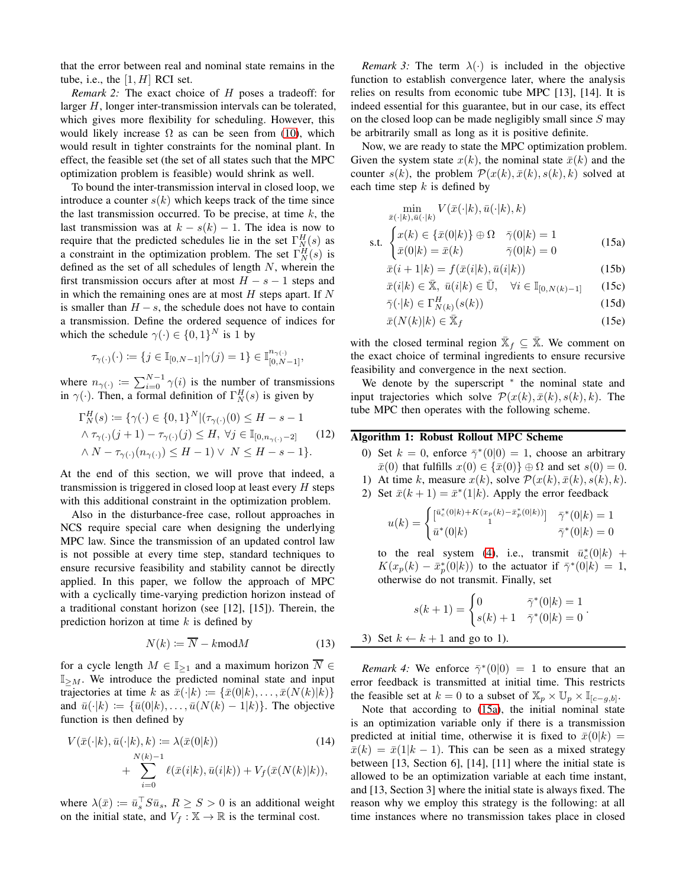that the error between real and nominal state remains in the tube, i.e., the $[1, H]$ RCI set.

*Remark 2:* The exact choice of $H$ poses a tradeoff: for larger $H$, longer inter-transmission intervals can be tolerated, which gives more flexibility for scheduling. However, this would likely increase $\Omega$ as can be seen from (10), which would result in tighter constraints for the nominal plant. In effect, the feasible set (the set of all states such that the MPC optimization problem is feasible) would shrink as well.

To bound the inter-transmission interval in closed loop, we introduce a counter $s(k)$ which keeps track of the time since the last transmission occurred. To be precise, at time $k$, the last transmission was at $k - s(k) - 1$. The idea is now to require that the predicted schedules lie in the set $\Gamma_N^H(s)$ as a constraint in the optimization problem. The set $\Gamma_N^H(s)$ is defined as the set of all schedules of length $N$, wherein the first transmission occurs after at most $H - s - 1$ steps and in which the remaining ones are at most $H$ steps apart. If $N$ is smaller than $H - s$, the schedule does not have to contain a transmission. Define the ordered sequence of indices for which the schedule $\gamma(\cdot) \in \{0, 1\}^N$ is 1 by

$$\tau_{\gamma(\cdot)}(\cdot) := \{j \in \mathbb{I}_{[0,N-1]} | \gamma(j) = 1\} \in \mathbb{I}_{[0,N-1]}^{n_{\gamma(\cdot)}},$$

where $n_{\gamma(\cdot)} := \sum_{i=0}^{N-1} \gamma(i)$ is the number of transmissions in $\gamma(\cdot)$. Then, a formal definition of $\Gamma_N^H(s)$ is given by

$$\begin{aligned}\Gamma_N^H(s) := \{&\gamma(\cdot) \in \{0,1\}^N | (\tau_{\gamma(\cdot)}(0) \le H - s - 1 \\ &\wedge \tau_{\gamma(\cdot)}(j+1) - \tau_{\gamma(\cdot)}(j) \le H,\ \forall j \in \mathbb{I}_{[0,n_{\gamma(\cdot)}-2]} \\ &\wedge N - \tau_{\gamma(\cdot)}(n_{\gamma(\cdot)}) \le H - 1) \vee\ N \le H - s - 1\}.\end{aligned} \tag{12}$$

At the end of this section, we will prove that indeed, a transmission is triggered in closed loop at least every $H$ steps with this additional constraint in the optimization problem.

Also in the disturbance-free case, rollout approaches in NCS require special care when designing the underlying MPC law. Since the transmission of an updated control law is not possible at every time step, standard techniques to ensure recursive feasibility and stability cannot be directly applied. In this paper, we follow the approach of MPC with a cyclically time-varying prediction horizon instead of a traditional constant horizon (see [12], [15]). Therein, the prediction horizon at time $k$ is defined by

$$N(k) := \overline{N} - k \bmod M \tag{13}$$

for a cycle length $M \in \mathbb{I}_{\ge 1}$ and a maximum horizon $\overline{N} \in \mathbb{I}_{\ge M}$. We introduce the predicted nominal state and input trajectories at time $k$ as $\bar{x}(\cdot|k) := \{\bar{x}(0|k), \ldots, \bar{x}(N(k)|k)\}$ and $\bar{u}(\cdot|k) := \{\bar{u}(0|k), \ldots, \bar{u}(N(k) - 1|k)\}$. The objective function is then defined by

$$\begin{aligned}V(\bar{x}(\cdot|k), \bar{u}(\cdot|k), k) :=\ &\lambda(\bar{x}(0|k)) \\ &+ \sum_{i=0}^{N(k)-1} \ell(\bar{x}(i|k), \bar{u}(i|k)) + V_f(\bar{x}(N(k)|k)),\end{aligned} \tag{14}$$

where $\lambda(\bar{x}) := \bar{u}_s^\top S \bar{u}_s$, $R \ge S > 0$ is an additional weight on the initial state, and $V_f : \mathbb{X} \to \mathbb{R}$ is the terminal cost.

*Remark 3:* The term $\lambda(\cdot)$ is included in the objective function to establish convergence later, where the analysis relies on results from economic tube MPC [13], [14]. It is indeed essential for this guarantee, but in our case, its effect on the closed loop can be made negligibly small since $S$ may be arbitrarily small as long as it is positive definite.

Now, we are ready to state the MPC optimization problem. Given the system state $x(k)$, the nominal state $\bar{x}(k)$ and the counter $s(k)$, the problem $\mathcal{P}(x(k), \bar{x}(k), s(k), k)$ solved at each time step $k$ is defined by

$$\min_{\bar{x}(\cdot|k), \bar{u}(\cdot|k)} V(\bar{x}(\cdot|k), \bar{u}(\cdot|k), k)$$

$$\text{s.t.} \begin{cases} x(k) \in \{\bar{x}(0|k)\} \oplus \Omega & \bar{\gamma}(0|k) = 1 \\ \bar{x}(0|k) = \bar{x}(k) & \bar{\gamma}(0|k) = 0 \end{cases} \tag{15a}$$

$$\bar{x}(i+1|k) = f(\bar{x}(i|k), \bar{u}(i|k)) \tag{15b}$$

$$\bar{x}(i|k) \in \bar{\mathbb{X}},\ \bar{u}(i|k) \in \bar{\mathbb{U}}, \quad \forall i \in \mathbb{I}_{[0,N(k)-1]} \tag{15c}$$

$$\bar{\gamma}(\cdot|k) \in \Gamma_{N(k)}^H(s(k)) \tag{15d}$$

$$\bar{x}(N(k)|k) \in \bar{\mathbb{X}}_f \tag{15e}$$

with the closed terminal region $\bar{\mathbb{X}}_f \subseteq \bar{\mathbb{X}}$. We comment on the exact choice of terminal ingredients to ensure recursive feasibility and convergence in the next section.

We denote by the superscript $^*$ the nominal state and input trajectories which solve $\mathcal{P}(x(k), \bar{x}(k), s(k), k)$. The tube MPC then operates with the following scheme.

**Algorithm 1: Robust Rollout MPC Scheme**

0) Set $k = 0$, enforce $\bar{\gamma}^*(0|0) = 1$, choose an arbitrary $\bar{x}(0)$ that fulfills $x(0) \in \{\bar{x}(0)\} \oplus \Omega$ and set $s(0) = 0$.
1) At time $k$, measure $x(k)$, solve $\mathcal{P}(x(k), \bar{x}(k), s(k), k)$.
2) Set $\bar{x}(k+1) = \bar{x}^*(1|k)$. Apply the error feedback

$$u(k) = \begin{cases} \begin{bmatrix} \bar{u}_c^*(0|k) + K(x_p(k) - \bar{x}_p^*(0|k)) \\ 1 \end{bmatrix} & \bar{\gamma}^*(0|k) = 1 \\ \bar{u}^*(0|k) & \bar{\gamma}^*(0|k) = 0 \end{cases}$$

to the real system (4), i.e., transmit $\bar{u}_c^*(0|k) + K(x_p(k) - \bar{x}_p^*(0|k))$ to the actuator if $\bar{\gamma}^*(0|k) = 1$, otherwise do not transmit. Finally, set

$$s(k+1) = \begin{cases} 0 & \bar{\gamma}^*(0|k) = 1 \\ s(k) + 1 & \bar{\gamma}^*(0|k) = 0 \end{cases}.$$

3) Set $k \leftarrow k + 1$ and go to 1).

*Remark 4:* We enforce $\bar{\gamma}^*(0|0) = 1$ to ensure that an error feedback is transmitted at initial time. This restricts the feasible set at $k = 0$ to a subset of $\mathbb{X}_p \times \mathbb{U}_p \times \mathbb{I}_{[c-g,b]}$.

Note that according to (15a), the initial nominal state is an optimization variable only if there is a transmission predicted at initial time, otherwise it is fixed to $\bar{x}(0|k) = \bar{x}(k) = \bar{x}(1|k-1)$. This can be seen as a mixed strategy between [13, Section 6], [14], [11] where the initial state is allowed to be an optimization variable at each time instant, and [13, Section 3] where the initial state is always fixed. The reason why we employ this strategy is the following: at all time instances where no transmission takes place in closed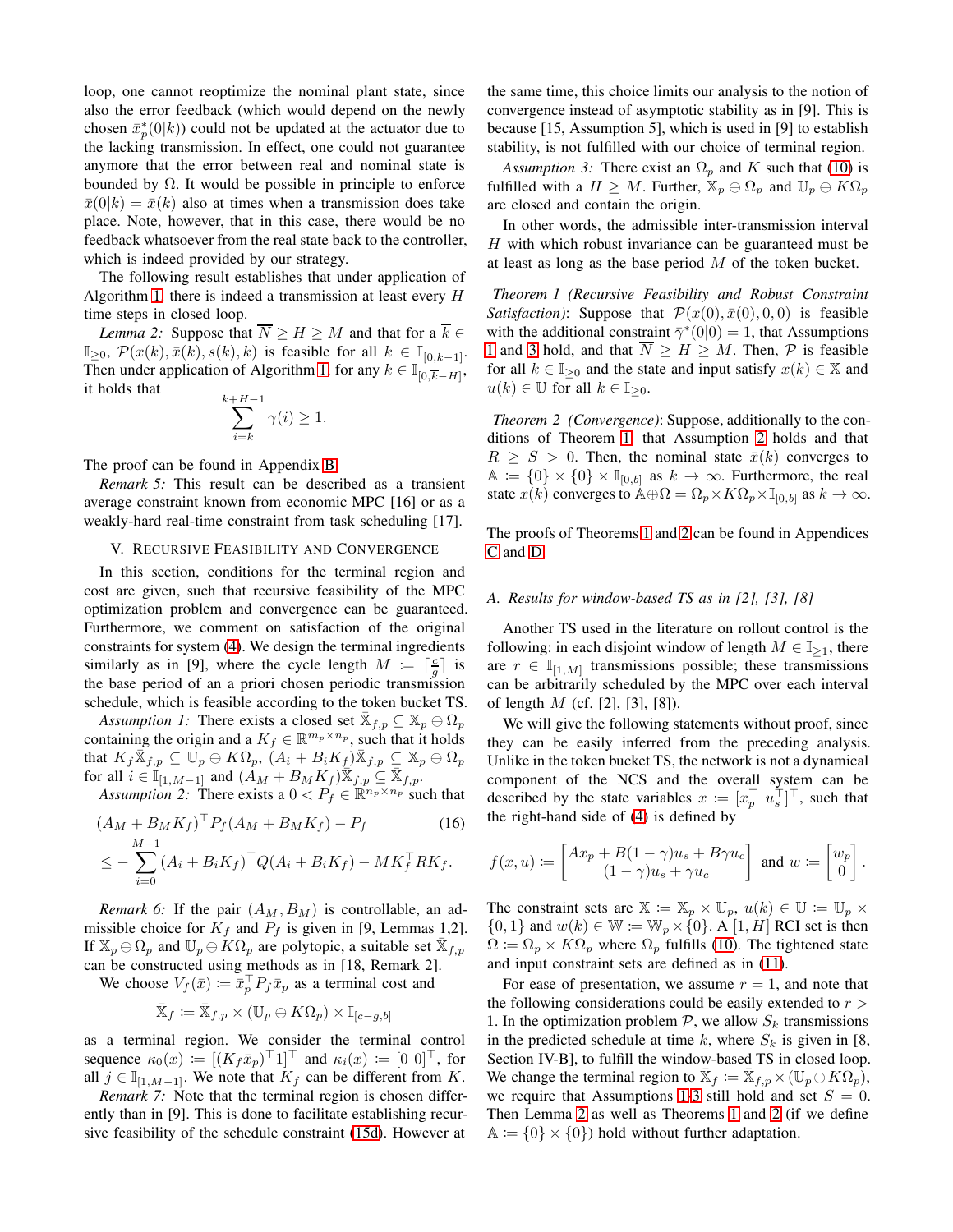loop, one cannot reoptimize the nominal plant state, since also the error feedback (which would depend on the newly chosen $\bar{x}_p^*(0|k)$) could not be updated at the actuator due to the lacking transmission. In effect, one could not guarantee anymore that the error between real and nominal state is bounded by $\Omega$. It would be possible in principle to enforce $\bar{x}(0|k) = \bar{x}(k)$ also at times when a transmission does take place. Note, however, that in this case, there would be no feedback whatsoever from the real state back to the controller, which is indeed provided by our strategy.

The following result establishes that under application of Algorithm 1, there is indeed a transmission at least every $H$ time steps in closed loop.

*Lemma 2:* Suppose that $\overline{N} \geq H \geq M$ and that for a $\overline{k} \in \mathbb{I}_{\geq 0}$, $\mathcal{P}(x(k), \bar{x}(k), s(k), k)$ is feasible for all $k \in \mathbb{I}_{[0,\overline{k}-1]}$. Then under application of Algorithm 1, for any $k \in \mathbb{I}_{[0,\overline{k}-H]}$, it holds that

$$\sum_{i=k}^{k+H-1} \gamma(i) \geq 1.$$

The proof can be found in Appendix B.

*Remark 5:* This result can be described as a transient average constraint known from economic MPC [16] or as a weakly-hard real-time constraint from task scheduling [17].

## V. Recursive Feasibility and Convergence

In this section, conditions for the terminal region and cost are given, such that recursive feasibility of the MPC optimization problem and convergence can be guaranteed. Furthermore, we comment on satisfaction of the original constraints for system (4). We design the terminal ingredients similarly as in [9], where the cycle length $M := \lceil \frac{c}{g} \rceil$ is the base period of an a priori chosen periodic transmission schedule, which is feasible according to the token bucket TS.

*Assumption 1:* There exists a closed set $\bar{\mathbb{X}}_{f,p} \subseteq \mathbb{X}_p \ominus \Omega_p$ containing the origin and a $K_f \in \mathbb{R}^{m_p \times n_p}$, such that it holds that $K_f \bar{\mathbb{X}}_{f,p} \subseteq \mathbb{U}_p \ominus K\Omega_p$, $(A_i + B_i K_f)\bar{\mathbb{X}}_{f,p} \subseteq \mathbb{X}_p \ominus \Omega_p$ for all $i \in \mathbb{I}_{[1,M-1]}$ and $(A_M + B_M K_f)\bar{\mathbb{X}}_{f,p} \subseteq \bar{\mathbb{X}}_{f,p}$.

*Assumption 2:* There exists a $0 < P_f \in \mathbb{R}^{n_p \times n_p}$ such that

$$\begin{aligned}
&(A_M + B_M K_f)^\top P_f (A_M + B_M K_f) - P_f \\
&\leq -\sum_{i=0}^{M-1} (A_i + B_i K_f)^\top Q (A_i + B_i K_f) - M K_f^\top R K_f.
\end{aligned} \tag{16}$$

*Remark 6:* If the pair $(A_M, B_M)$ is controllable, an admissible choice for $K_f$ and $P_f$ is given in [9, Lemmas 1,2]. If $\mathbb{X}_p \ominus \Omega_p$ and $\mathbb{U}_p \ominus K\Omega_p$ are polytopic, a suitable set $\bar{\mathbb{X}}_{f,p}$ can be constructed using methods as in [18, Remark 2].

We choose $V_f(\bar{x}) := \bar{x}_p^\top P_f \bar{x}_p$ as a terminal cost and

$$\bar{\mathbb{X}}_f := \bar{\mathbb{X}}_{f,p} \times (\mathbb{U}_p \ominus K\Omega_p) \times \mathbb{I}_{[c-g,b]}$$

as a terminal region. We consider the terminal control sequence $\kappa_0(x) := [(K_f \bar{x}_p)^\top 1]^\top$ and $\kappa_i(x) := [0\ 0]^\top$, for all $j \in \mathbb{I}_{[1,M-1]}$. We note that $K_f$ can be different from $K$.

*Remark 7:* Note that the terminal region is chosen differently than in [9]. This is done to facilitate establishing recursive feasibility of the schedule constraint (15d). However at the same time, this choice limits our analysis to the notion of convergence instead of asymptotic stability as in [9]. This is because [15, Assumption 5], which is used in [9] to establish stability, is not fulfilled with our choice of terminal region.

*Assumption 3:* There exist an $\Omega_p$ and $K$ such that (10) is fulfilled with a $H \geq M$. Further, $\mathbb{X}_p \ominus \Omega_p$ and $\mathbb{U}_p \ominus K\Omega_p$ are closed and contain the origin.

In other words, the admissible inter-transmission interval $H$ with which robust invariance can be guaranteed must be at least as long as the base period $M$ of the token bucket.

*Theorem 1 (Recursive Feasibility and Robust Constraint Satisfaction):* Suppose that $\mathcal{P}(x(0), \bar{x}(0), 0, 0)$ is feasible with the additional constraint $\bar{\gamma}^*(0|0) = 1$, that Assumptions 1 and 3 hold, and that $\overline{N} \geq H \geq M$. Then, $\mathcal{P}$ is feasible for all $k \in \mathbb{I}_{\geq 0}$ and the state and input satisfy $x(k) \in \mathbb{X}$ and $u(k) \in \mathbb{U}$ for all $k \in \mathbb{I}_{\geq 0}$.

*Theorem 2 (Convergence):* Suppose, additionally to the conditions of Theorem 1, that Assumption 2 holds and that $R \geq S > 0$. Then, the nominal state $\bar{x}(k)$ converges to $\mathbb{A} := \{0\} \times \{0\} \times \mathbb{I}_{[0,b]}$ as $k \to \infty$. Furthermore, the real state $x(k)$ converges to $\mathbb{A} \oplus \Omega = \Omega_p \times K\Omega_p \times \mathbb{I}_{[0,b]}$ as $k \to \infty$.

The proofs of Theorems 1 and 2 can be found in Appendices C and D.

### A. Results for window-based TS as in [2], [3], [8]

Another TS used in the literature on rollout control is the following: in each disjoint window of length $M \in \mathbb{I}_{\geq 1}$, there are $r \in \mathbb{I}_{[1,M]}$ transmissions possible; these transmissions can be arbitrarily scheduled by the MPC over each interval of length $M$ (cf. [2], [3], [8]).

We will give the following statements without proof, since they can be easily inferred from the preceding analysis. Unlike in the token bucket TS, the network is not a dynamical component of the NCS and the overall system can be described by the state variables $x := [x_p^\top\ u_s^\top]^\top$, such that the right-hand side of (4) is defined by

$$f(x, u) := \begin{bmatrix} Ax_p + B(1-\gamma)u_s + B\gamma u_c \\ (1-\gamma)u_s + \gamma u_c \end{bmatrix} \text{ and } w := \begin{bmatrix} w_p \\ 0 \end{bmatrix}.$$

The constraint sets are $\mathbb{X} := \mathbb{X}_p \times \mathbb{U}_p$, $u(k) \in \mathbb{U} := \mathbb{U}_p \times \{0, 1\}$ and $w(k) \in \mathbb{W} := \mathbb{W}_p \times \{0\}$. A $[1, H]$ RCI set is then $\Omega := \Omega_p \times K\Omega_p$ where $\Omega_p$ fulfills (10). The tightened state and input constraint sets are defined as in (11).

For ease of presentation, we assume $r = 1$, and note that the following considerations could be easily extended to $r > 1$. In the optimization problem $\mathcal{P}$, we allow $S_k$ transmissions in the predicted schedule at time $k$, where $S_k$ is given in [8, Section IV-B], to fulfill the window-based TS in closed loop. We change the terminal region to $\bar{\mathbb{X}}_f := \bar{\mathbb{X}}_{f,p} \times (\mathbb{U}_p \ominus K\Omega_p)$, we require that Assumptions 1-3 still hold and set $S = 0$. Then Lemma 2 as well as Theorems 1 and 2 (if we define $\mathbb{A} := \{0\} \times \{0\}$) hold without further adaptation.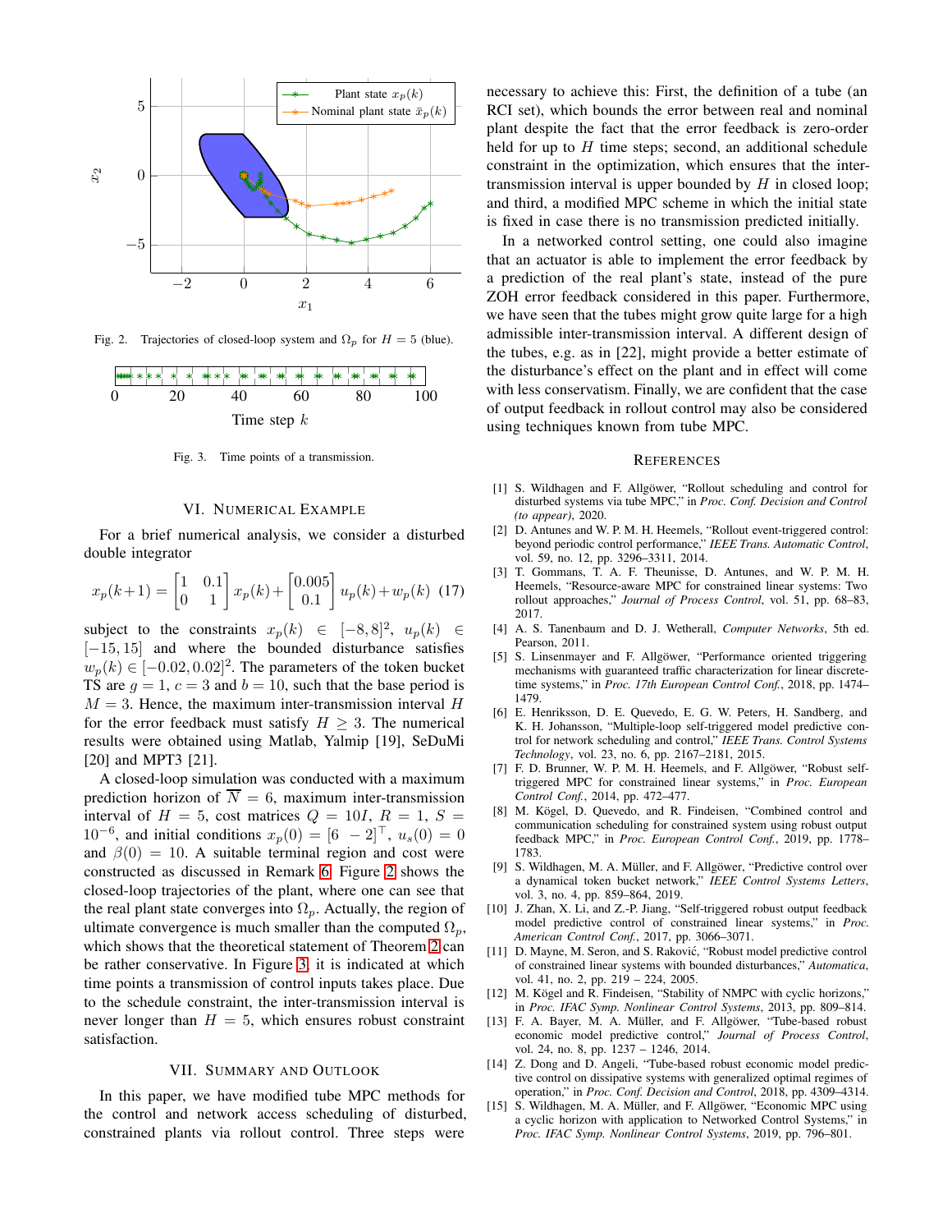Fig. 2. Trajectories of closed-loop system and $\Omega_p$ for $H = 5$ (blue).

Fig. 3. Time points of a transmission.

## VI. Numerical Example

For a brief numerical analysis, we consider a disturbed double integrator

$$x_p(k+1) = \begin{bmatrix} 1 & 0.1 \\ 0 & 1 \end{bmatrix} x_p(k) + \begin{bmatrix} 0.005 \\ 0.1 \end{bmatrix} u_p(k) + w_p(k) \quad (17)$$

subject to the constraints $x_p(k) \in [-8, 8]^2$, $u_p(k) \in [-15, 15]$ and where the bounded disturbance satisfies $w_p(k) \in [-0.02, 0.02]^2$. The parameters of the token bucket TS are $g = 1$, $c = 3$ and $b = 10$, such that the base period is $M = 3$. Hence, the maximum inter-transmission interval $H$ for the error feedback must satisfy $H \geq 3$. The numerical results were obtained using Matlab, Yalmip [19], SeDuMi [20] and MPT3 [21].

A closed-loop simulation was conducted with a maximum prediction horizon of $\overline{N} = 6$, maximum inter-transmission interval of $H = 5$, cost matrices $Q = 10I$, $R = 1$, $S = 10^{-6}$, and initial conditions $x_p(0) = [6 \;\; -2]^\top$, $u_s(0) = 0$ and $\beta(0) = 10$. A suitable terminal region and cost were constructed as discussed in Remark 6. Figure 2 shows the closed-loop trajectories of the plant, where one can see that the real plant state converges into $\Omega_p$. Actually, the region of ultimate convergence is much smaller than the computed $\Omega_p$, which shows that the theoretical statement of Theorem 2 can be rather conservative. In Figure 3, it is indicated at which time points a transmission of control inputs takes place. Due to the schedule constraint, the inter-transmission interval is never longer than $H = 5$, which ensures robust constraint satisfaction.

## VII. Summary and Outlook

In this paper, we have modified tube MPC methods for the control and network access scheduling of disturbed, constrained plants via rollout control. Three steps were necessary to achieve this: First, the definition of a tube (an RCI set), which bounds the error between real and nominal plant despite the fact that the error feedback is zero-order held for up to $H$ time steps; second, an additional schedule constraint in the optimization, which ensures that the inter-transmission interval is upper bounded by $H$ in closed loop; and third, a modified MPC scheme in which the initial state is fixed in case there is no transmission predicted initially.

In a networked control setting, one could also imagine that an actuator is able to implement the error feedback by a prediction of the real plant's state, instead of the pure ZOH error feedback considered in this paper. Furthermore, we have seen that the tubes might grow quite large for a high admissible inter-transmission interval. A different design of the tubes, e.g. as in [22], might provide a better estimate of the disturbance's effect on the plant and in effect will come with less conservatism. Finally, we are confident that the case of output feedback in rollout control may also be considered using techniques known from tube MPC.

## References

[1] S. Wildhagen and F. Allgöwer, "Rollout scheduling and control for disturbed systems via tube MPC," in *Proc. Conf. Decision and Control (to appear)*, 2020.

[2] D. Antunes and W. P. M. H. Heemels, "Rollout event-triggered control: beyond periodic control performance," *IEEE Trans. Automatic Control*, vol. 59, no. 12, pp. 3296–3311, 2014.

[3] T. Gommans, T. A. F. Theunisse, D. Antunes, and W. P. M. H. Heemels, "Resource-aware MPC for constrained linear systems: Two rollout approaches," *Journal of Process Control*, vol. 51, pp. 68–83, 2017.

[4] A. S. Tanenbaum and D. J. Wetherall, *Computer Networks*, 5th ed. Pearson, 2011.

[5] S. Linsenmayer and F. Allgöwer, "Performance oriented triggering mechanisms with guaranteed traffic characterization for linear discrete-time systems," in *Proc. 17th European Control Conf.*, 2018, pp. 1474–1479.

[6] E. Henriksson, D. E. Quevedo, E. G. W. Peters, H. Sandberg, and K. H. Johansson, "Multiple-loop self-triggered model predictive control for network scheduling and control," *IEEE Trans. Control Systems Technology*, vol. 23, no. 6, pp. 2167–2181, 2015.

[7] F. D. Brunner, W. P. M. H. Heemels, and F. Allgöwer, "Robust self-triggered MPC for constrained linear systems," in *Proc. European Control Conf.*, 2014, pp. 472–477.

[8] M. Kögel, D. Quevedo, and R. Findeisen, "Combined control and communication scheduling for constrained system using robust output feedback MPC," in *Proc. European Control Conf.*, 2019, pp. 1778–1783.

[9] S. Wildhagen, M. A. Müller, and F. Allgöwer, "Predictive control over a dynamical token bucket network," *IEEE Control Systems Letters*, vol. 3, no. 4, pp. 859–864, 2019.

[10] J. Zhan, X. Li, and Z.-P. Jiang, "Self-triggered robust output feedback model predictive control of constrained linear systems," in *Proc. American Control Conf.*, 2017, pp. 3066–3071.

[11] D. Mayne, M. Seron, and S. Raković, "Robust model predictive control of constrained linear systems with bounded disturbances," *Automatica*, vol. 41, no. 2, pp. 219 – 224, 2005.

[12] M. Kögel and R. Findeisen, "Stability of NMPC with cyclic horizons," in *Proc. IFAC Symp. Nonlinear Control Systems*, 2013, pp. 809–814.

[13] F. A. Bayer, M. A. Müller, and F. Allgöwer, "Tube-based robust economic model predictive control," *Journal of Process Control*, vol. 24, no. 8, pp. 1237 – 1246, 2014.

[14] Z. Dong and D. Angeli, "Tube-based robust economic model predictive control on dissipative systems with generalized optimal regimes of operation," in *Proc. Conf. Decision and Control*, 2018, pp. 4309–4314.

[15] S. Wildhagen, M. A. Müller, and F. Allgöwer, "Economic MPC using a cyclic horizon with application to Networked Control Systems," in *Proc. IFAC Symp. Nonlinear Control Systems*, 2019, pp. 796–801.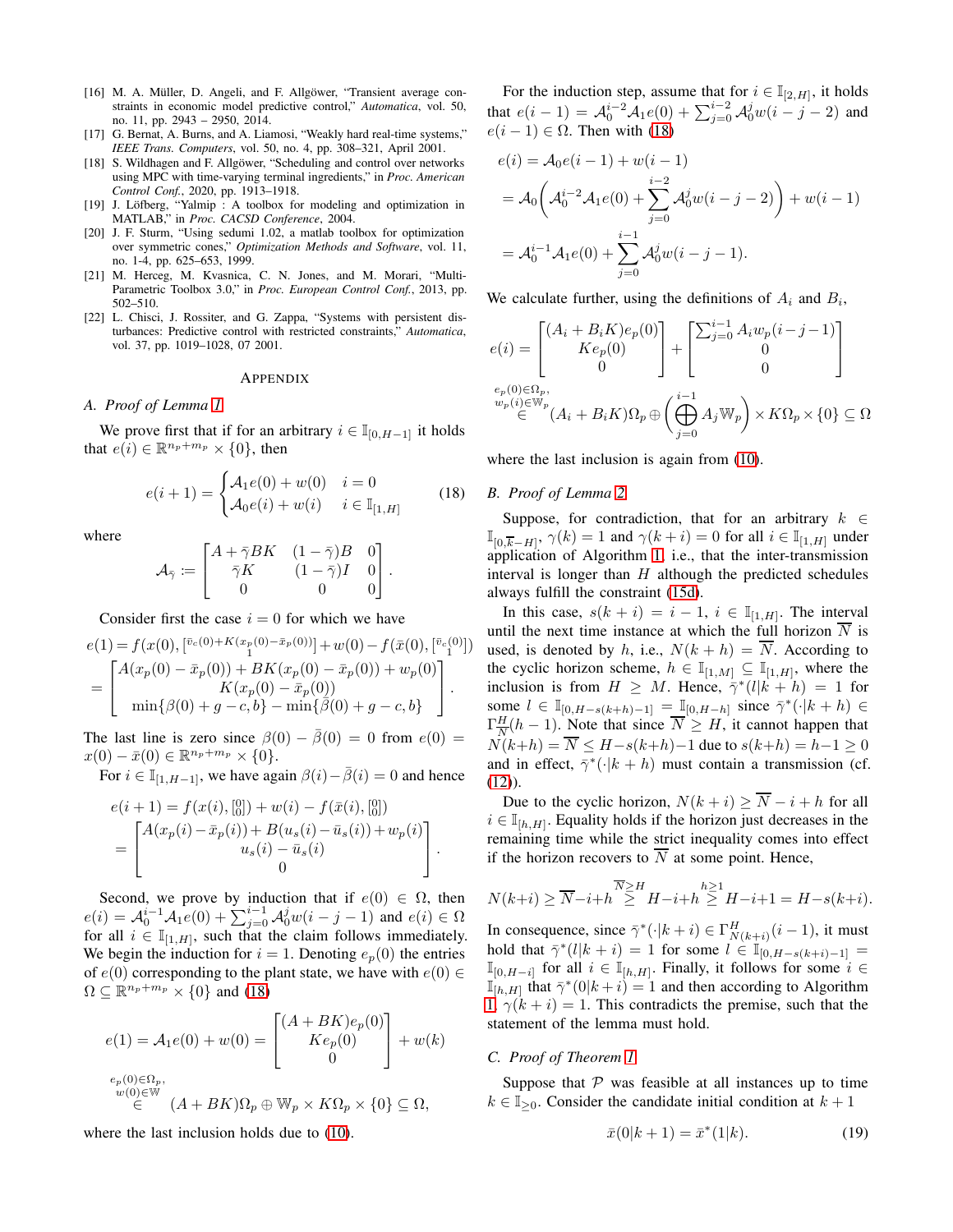[16] M. A. Müller, D. Angeli, and F. Allgöwer, "Transient average constraints in economic model predictive control," *Automatica*, vol. 50, no. 11, pp. 2943 – 2950, 2014.

[17] G. Bernat, A. Burns, and A. Liamosi, "Weakly hard real-time systems," *IEEE Trans. Computers*, vol. 50, no. 4, pp. 308–321, April 2001.

[18] S. Wildhagen and F. Allgöwer, "Scheduling and control over networks using MPC with time-varying terminal ingredients," in *Proc. American Control Conf.*, 2020, pp. 1913–1918.

[19] J. Löfberg, "Yalmip : A toolbox for modeling and optimization in MATLAB," in *Proc. CACSD Conference*, 2004.

[20] J. F. Sturm, "Using sedumi 1.02, a matlab toolbox for optimization over symmetric cones," *Optimization Methods and Software*, vol. 11, no. 1-4, pp. 625–653, 1999.

[21] M. Herceg, M. Kvasnica, C. N. Jones, and M. Morari, "Multi-Parametric Toolbox 3.0," in *Proc. European Control Conf.*, 2013, pp. 502–510.

[22] L. Chisci, J. Rossiter, and G. Zappa, "Systems with persistent disturbances: Predictive control with restricted constraints," *Automatica*, vol. 37, pp. 1019–1028, 07 2001.

## Appendix

### A. Proof of Lemma 1

We prove first that if for an arbitrary $i \in \mathbb{I}_{[0,H-1]}$ it holds that $e(i) \in \mathbb{R}^{n_p+m_p} \times \{0\}$, then

$$e(i+1) = \begin{cases} \mathcal{A}_1 e(0) + w(0) & i = 0 \\ \mathcal{A}_0 e(i) + w(i) & i \in \mathbb{I}_{[1,H]} \end{cases} \quad (18)$$

where

$$\mathcal{A}_{\bar{\gamma}} := \begin{bmatrix} A + \bar{\gamma} BK & (1-\bar{\gamma})B & 0 \\ \bar{\gamma} K & (1-\bar{\gamma}) I & 0 \\ 0 & 0 & 0 \end{bmatrix}.$$

Consider first the case $i = 0$ for which we have

$$\begin{aligned} e(1) &= f(x(0), [\begin{smallmatrix} \bar{v}_c(0)+K(x_p(0)-\bar{x}_p(0)) \\ 1 \end{smallmatrix}]) + w(0) - f(\bar{x}(0), [\begin{smallmatrix} \bar{v}_c(0) \\ 1 \end{smallmatrix}]) \\ &= \begin{bmatrix} A(x_p(0)-\bar{x}_p(0)) + BK(x_p(0)-\bar{x}_p(0)) + w_p(0) \\ K(x_p(0)-\bar{x}_p(0)) \\ \min\{\beta(0)+g-c, b\} - \min\{\bar{\beta}(0)+g-c, b\} \end{bmatrix}. \end{aligned}$$

The last line is zero since $\beta(0) - \bar{\beta}(0) = 0$ from $e(0) = x(0) - \bar{x}(0) \in \mathbb{R}^{n_p+m_p} \times \{0\}$.

For $i \in \mathbb{I}_{[1,H-1]}$, we have again $\beta(i) - \bar{\beta}(i) = 0$ and hence

$$\begin{aligned} e(i+1) &= f(x(i), [\begin{smallmatrix} 0 \\ 0 \end{smallmatrix}]) + w(i) - f(\bar{x}(i), [\begin{smallmatrix} 0 \\ 0 \end{smallmatrix}]) \\ &= \begin{bmatrix} A(x_p(i)-\bar{x}_p(i)) + B(u_s(i)-\bar{u}_s(i)) + w_p(i) \\ u_s(i) - \bar{u}_s(i) \\ 0 \end{bmatrix}. \end{aligned}$$

Second, we prove by induction that if $e(0) \in \Omega$, then $e(i) = \mathcal{A}_0^{i-1}\mathcal{A}_1 e(0) + \sum_{j=0}^{i-1} \mathcal{A}_0^j w(i-j-1)$ and $e(i) \in \Omega$ for all $i \in \mathbb{I}_{[1,H]}$, such that the claim follows immediately. We begin the induction for $i = 1$. Denoting $e_p(0)$ the entries of $e(0)$ corresponding to the plant state, we have with $e(0) \in \Omega \subseteq \mathbb{R}^{n_p+m_p} \times \{0\}$ and (18)

$$\begin{aligned} e(1) &= \mathcal{A}_1 e(0) + w(0) = \begin{bmatrix} (A+BK)e_p(0) \\ Ke_p(0) \\ 0 \end{bmatrix} + w(k) \\ &\overset{\substack{e_p(0)\in\Omega_p, \\ w(0)\in\mathbb{W}}}{\in} (A+BK)\Omega_p \oplus \mathbb{W}_p \times K\Omega_p \times \{0\} \subseteq \Omega, \end{aligned}$$

where the last inclusion holds due to (10).

For the induction step, assume that for $i \in \mathbb{I}_{[2,H]}$, it holds that $e(i-1) = \mathcal{A}_0^{i-2}\mathcal{A}_1 e(0) + \sum_{j=0}^{i-2} \mathcal{A}_0^j w(i-j-2)$ and $e(i-1) \in \Omega$. Then with (18)

$$\begin{aligned} e(i) &= \mathcal{A}_0 e(i-1) + w(i-1) \\ &= \mathcal{A}_0 \left( \mathcal{A}_0^{i-2}\mathcal{A}_1 e(0) + \sum_{j=0}^{i-2} \mathcal{A}_0^j w(i-j-2) \right) + w(i-1) \\ &= \mathcal{A}_0^{i-1}\mathcal{A}_1 e(0) + \sum_{j=0}^{i-1} \mathcal{A}_0^j w(i-j-1). \end{aligned}$$

We calculate further, using the definitions of $A_i$ and $B_i$,

$$\begin{aligned} e(i) &= \begin{bmatrix} (A_i + B_i K)e_p(0) \\ Ke_p(0) \\ 0 \end{bmatrix} + \begin{bmatrix} \sum_{j=0}^{i-1} A_i w_p(i-j-1) \\ 0 \\ 0 \end{bmatrix} \\ &\overset{\substack{e_p(0)\in\Omega_p, \\ w_p(i)\in\mathbb{W}_p}}{\in} (A_i + B_i K)\Omega_p \oplus \left( \bigoplus_{j=0}^{i-1} A_j \mathbb{W}_p \right) \times K\Omega_p \times \{0\} \subseteq \Omega \end{aligned}$$

where the last inclusion is again from (10).

### B. Proof of Lemma 2

Suppose, for contradiction, that for an arbitrary $k \in \mathbb{I}_{[0,\bar{k}-H]}$, $\gamma(k) = 1$ and $\gamma(k+i) = 0$ for all $i \in \mathbb{I}_{[1,H]}$ under application of Algorithm 1, i.e., that the inter-transmission interval is longer than $H$ although the predicted schedules always fulfill the constraint (15d).

In this case, $s(k+i) = i-1$, $i \in \mathbb{I}_{[1,H]}$. The interval until the next time instance at which the full horizon $\overline{N}$ is used, is denoted by $h$, i.e., $N(k+h) = \overline{N}$. According to the cyclic horizon scheme, $h \in \mathbb{I}_{[1,M]} \subseteq \mathbb{I}_{[1,H]}$, where the inclusion is from $H \geq M$. Hence, $\bar{\gamma}^*(l|k+h) = 1$ for some $l \in \mathbb{I}_{[0,H-s(k+h)-1]} = \mathbb{I}_{[0,H-h]}$ since $\bar{\gamma}^*(\cdot|k+h) \in \Gamma_{\overline{N}}^H(h-1)$. Note that since $\overline{N} \geq H$, it cannot happen that $N(k+h) = \overline{N} \leq H - s(k+h) - 1$ due to $s(k+h) = h-1 \geq 0$ and in effect, $\bar{\gamma}^*(\cdot|k+h)$ must contain a transmission (cf. (12)).

Due to the cyclic horizon, $N(k+i) \geq \overline{N} - i + h$ for all $i \in \mathbb{I}_{[h,H]}$. Equality holds if the horizon just decreases in the remaining time while the strict inequality comes into effect if the horizon recovers to $\overline{N}$ at some point. Hence,

$$N(k+i) \geq \overline{N} - i + h \overset{\overline{N}\geq H}{\geq} H - i + h \overset{h\geq 1}{\geq} H - i + 1 = H - s(k+i).$$

In consequence, since $\bar{\gamma}^*(\cdot|k+i) \in \Gamma_{N(k+i)}^H(i-1)$, it must hold that $\bar{\gamma}^*(l|k+i) = 1$ for some $l \in \mathbb{I}_{[0,H-s(k+i)-1]} = \mathbb{I}_{[0,H-i]}$ for all $i \in \mathbb{I}_{[h,H]}$. Finally, it follows for some $i \in \mathbb{I}_{[h,H]}$ that $\bar{\gamma}^*(0|k+i) = 1$ and then according to Algorithm 1 $\gamma(k+i) = 1$. This contradicts the premise, such that the statement of the lemma must hold.

### C. Proof of Theorem 1

Suppose that $\mathcal{P}$ was feasible at all instances up to time $k \in \mathbb{I}_{\geq 0}$. Consider the candidate initial condition at $k+1$

$$\bar{x}(0|k+1) = \bar{x}^*(1|k). \quad (19)$$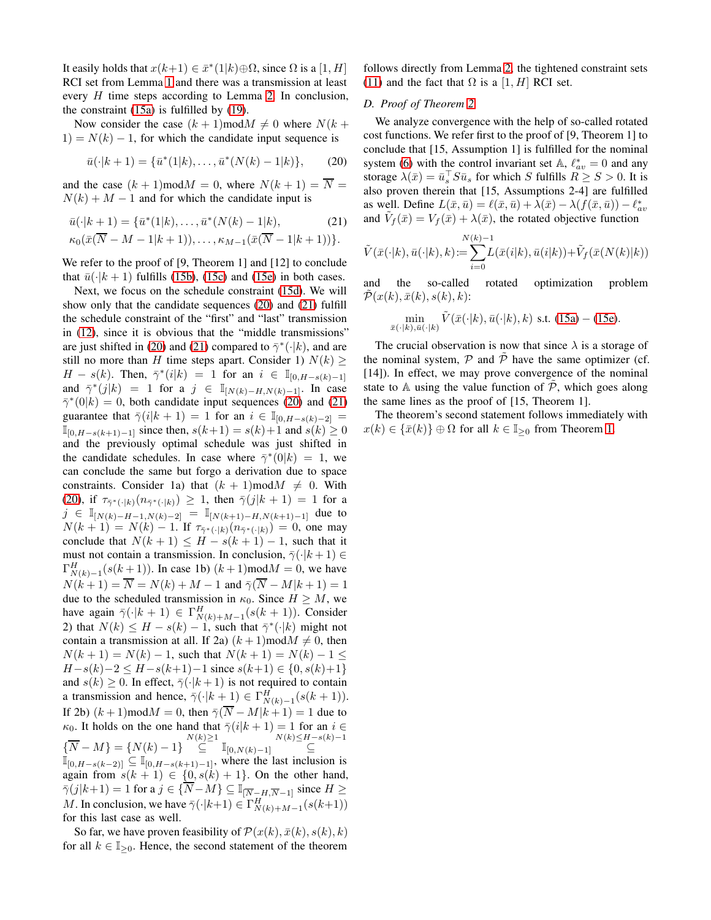It easily holds that $x(k+1) \in \bar{x}^*(1|k) \oplus \Omega$, since $\Omega$ is a $[1, H]$ RCI set from Lemma 1 and there was a transmission at least every $H$ time steps according to Lemma 2. In conclusion, the constraint (15a) is fulfilled by (19).

Now consider the case $(k+1) \bmod M \neq 0$ where $N(k+1) = N(k) - 1$, for which the candidate input sequence is

$$\bar{u}(\cdot|k+1) = \{\bar{u}^*(1|k), \ldots, \bar{u}^*(N(k)-1|k)\}, \tag{20}$$

and the case $(k+1) \bmod M = 0$, where $N(k+1) = \overline{N} = N(k) + M - 1$ and for which the candidate input is

$$\begin{aligned} \bar{u}(\cdot|k+1) = \{&\bar{u}^*(1|k), \ldots, \bar{u}^*(N(k)-1|k), \\ &\kappa_0(\bar{x}(\overline{N}-M-1|k+1)), \ldots, \kappa_{M-1}(\bar{x}(\overline{N}-1|k+1))\}. \end{aligned} \tag{21}$$

We refer to the proof of [9, Theorem 1] and [12] to conclude that $\bar{u}(\cdot|k+1)$ fulfills (15b), (15c) and (15e) in both cases.

Next, we focus on the schedule constraint (15d). We will show only that the candidate sequences (20) and (21) fulfill the schedule constraint of the "first" and "last" transmission in (12), since it is obvious that the "middle transmissions" are just shifted in (20) and (21) compared to $\bar{\gamma}^*(\cdot|k)$, and are still no more than $H$ time steps apart. Consider 1) $N(k) \geq H - s(k)$. Then, $\bar{\gamma}^*(i|k) = 1$ for an $i \in \mathbb{I}_{[0,H-s(k)-1]}$ and $\bar{\gamma}^*(j|k) = 1$ for a $j \in \mathbb{I}_{[N(k)-H,N(k)-1]}$. In case $\bar{\gamma}^*(0|k) = 0$, both candidate input sequences (20) and (21) guarantee that $\bar{\gamma}(i|k+1) = 1$ for an $i \in \mathbb{I}_{[0,H-s(k)-2]} = \mathbb{I}_{[0,H-s(k+1)-1]}$ since then, $s(k+1) = s(k)+1$ and $s(k) \geq 0$ and the previously optimal schedule was just shifted in the candidate schedules. In case where $\bar{\gamma}^*(0|k) = 1$, we can conclude the same but forgo a derivation due to space constraints. Consider 1a) that $(k+1) \bmod M \neq 0$. With (20), if $\tau_{\bar{\gamma}^*(\cdot|k)}(n_{\bar{\gamma}^*(\cdot|k)}) \geq 1$, then $\bar{\gamma}(j|k+1) = 1$ for a $j \in \mathbb{I}_{[N(k)-H-1,N(k)-2]} = \mathbb{I}_{[N(k+1)-H,N(k+1)-1]}$ due to $N(k+1) = N(k) - 1$. If $\tau_{\bar{\gamma}^*(\cdot|k)}(n_{\bar{\gamma}^*(\cdot|k)}) = 0$, one may conclude that $N(k+1) \leq H - s(k+1) - 1$, such that it must not contain a transmission. In conclusion, $\bar{\gamma}(\cdot|k+1) \in \Gamma^H_{N(k)-1}(s(k+1))$. In case 1b) $(k+1) \bmod M = 0$, we have $N(k+1) = \overline{N} = N(k) + M - 1$ and $\bar{\gamma}(\overline{N} - M|k+1) = 1$ due to the scheduled transmission in $\kappa_0$. Since $H \geq M$, we have again $\bar{\gamma}(\cdot|k+1) \in \Gamma^H_{N(k)+M-1}(s(k+1))$. Consider 2) that $N(k) \leq H - s(k) - 1$, such that $\bar{\gamma}^*(\cdot|k)$ might not contain a transmission at all. If 2a) $(k+1) \bmod M \neq 0$, then $N(k+1) = N(k) - 1$, such that $N(k+1) = N(k) - 1 \leq H - s(k) - 2 \leq H - s(k+1) - 1$ since $s(k+1) \in \{0, s(k)+1\}$ and $s(k) \geq 0$. In effect, $\bar{\gamma}(\cdot|k+1)$ is not required to contain a transmission and hence, $\bar{\gamma}(\cdot|k+1) \in \Gamma^H_{N(k)-1}(s(k+1))$. If 2b) $(k+1) \bmod M = 0$, then $\bar{\gamma}(\overline{N} - M|k+1) = 1$ due to $\kappa_0$. It holds on the one hand that $\bar{\gamma}(i|k+1) = 1$ for an $i \in \{\overline{N} - M\} = \{N(k) - 1\} \overset{N(k)\geq 1}{\subseteq} \mathbb{I}_{[0,N(k)-1]} \overset{N(k)\leq H-s(k)-1}{\subseteq} \mathbb{I}_{[0,H-s(k-2)]} \subseteq \mathbb{I}_{[0,H-s(k+1)-1]}$, where the last inclusion is again from $s(k+1) \in \{0, s(k)+1\}$. On the other hand, $\bar{\gamma}(j|k+1) = 1$ for a $j \in \{\overline{N} - M\} \subseteq \mathbb{I}_{[\overline{N}-H,\overline{N}-1]}$ since $H \geq M$. In conclusion, we have $\bar{\gamma}(\cdot|k+1) \in \Gamma^H_{N(k)+M-1}(s(k+1))$ for this last case as well.

So far, we have proven feasibility of $\mathcal{P}(x(k), \bar{x}(k), s(k), k)$ for all $k \in \mathbb{I}_{\geq 0}$. Hence, the second statement of the theorem follows directly from Lemma 2, the tightened constraint sets (11) and the fact that $\Omega$ is a $[1, H]$ RCI set.

### D. Proof of Theorem 2

We analyze convergence with the help of so-called rotated cost functions. We refer first to the proof of [9, Theorem 1] to conclude that [15, Assumption 1] is fulfilled for the nominal system (6) with the control invariant set $\mathbb{A}$, $\ell^*_{av} = 0$ and any storage $\lambda(\bar{x}) = \bar{u}_s^\top S \bar{u}_s$ for which $S$ fulfills $R \geq S > 0$. It is also proven therein that [15, Assumptions 2-4] are fulfilled as well. Define $L(\bar{x}, \bar{u}) = \ell(\bar{x}, \bar{u}) + \lambda(\bar{x}) - \lambda(f(\bar{x}, \bar{u})) - \ell^*_{av}$ and $\tilde{V}_f(\bar{x}) = V_f(\bar{x}) + \lambda(\bar{x})$, the rotated objective function

$$\tilde{V}(\bar{x}(\cdot|k), \bar{u}(\cdot|k), k) := \sum_{i=0}^{N(k)-1} L(\bar{x}(i|k), \bar{u}(i|k)) + \tilde{V}_f(\bar{x}(N(k)|k))$$

and the so-called rotated optimization problem $\tilde{\mathcal{P}}(x(k), \bar{x}(k), s(k), k)$:

$$\min_{\bar{x}(\cdot|k), \bar{u}(\cdot|k)} \tilde{V}(\bar{x}(\cdot|k), \bar{u}(\cdot|k), k) \text{ s.t. (15a)} - \text{(15e)}.$$

The crucial observation is now that since $\lambda$ is a storage of the nominal system, $\mathcal{P}$ and $\tilde{\mathcal{P}}$ have the same optimizer (cf. [14]). In effect, we may prove convergence of the nominal state to $\mathbb{A}$ using the value function of $\tilde{\mathcal{P}}$, which goes along the same lines as the proof of [15, Theorem 1].

The theorem's second statement follows immediately with $x(k) \in \{\bar{x}(k)\} \oplus \Omega$ for all $k \in \mathbb{I}_{\geq 0}$ from Theorem 1.